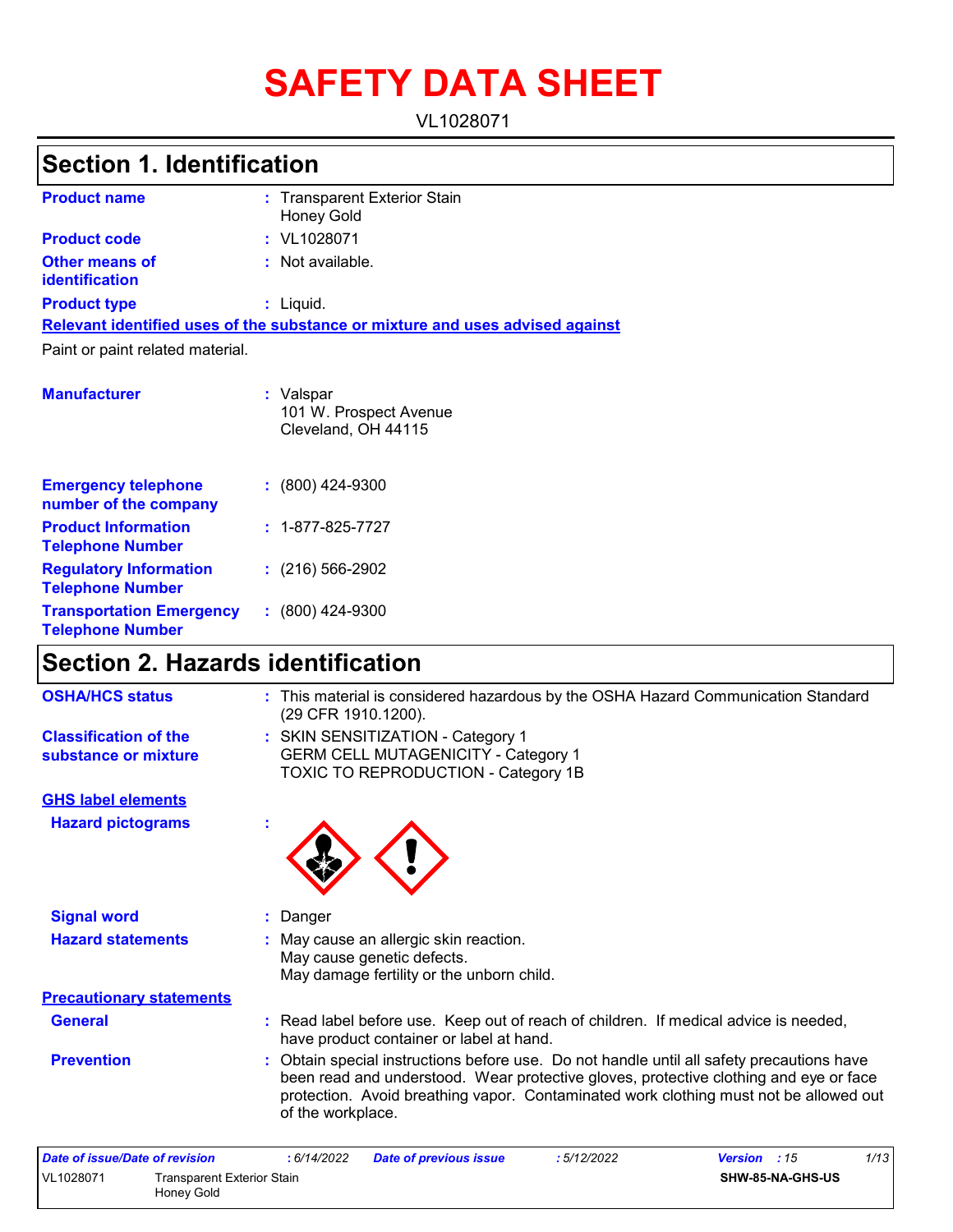# SAFETY DATA SHEET

VL1028071

## Section 1. Identification

| | |
|---|---|
| **Product name** | : Transparent Exterior Stain Honey Gold |
| **Product code** | : VL1028071 |
| **Other means of identification** | : Not available. |
| **Product type** | : Liquid. |

**Relevant identified uses of the substance or mixture and uses advised against**

Paint or paint related material.

| | |
|---|---|
| **Manufacturer** | : Valspar<br>101 W. Prospect Avenue<br>Cleveland, OH 44115 |
| **Emergency telephone number of the company** | : (800) 424-9300 |
| **Product Information Telephone Number** | : 1-877-825-7727 |
| **Regulatory Information Telephone Number** | : (216) 566-2902 |
| **Transportation Emergency Telephone Number** | : (800) 424-9300 |

## Section 2. Hazards identification

| | |
|---|---|
| **OSHA/HCS status** | : This material is considered hazardous by the OSHA Hazard Communication Standard (29 CFR 1910.1200). |
| **Classification of the substance or mixture** | : SKIN SENSITIZATION - Category 1<br>GERM CELL MUTAGENICITY - Category 1<br>TOXIC TO REPRODUCTION - Category 1B |

**GHS label elements**

| | |
|---|---|
| **Hazard pictograms** | : |
| **Signal word** | : Danger |
| **Hazard statements** | : May cause an allergic skin reaction.<br>May cause genetic defects.<br>May damage fertility or the unborn child. |

**Precautionary statements**

| | |
|---|---|
| **General** | : Read label before use. Keep out of reach of children. If medical advice is needed, have product container or label at hand. |
| **Prevention** | : Obtain special instructions before use. Do not handle until all safety precautions have been read and understood. Wear protective gloves, protective clothing and eye or face protection. Avoid breathing vapor. Contaminated work clothing must not be allowed out of the workplace. |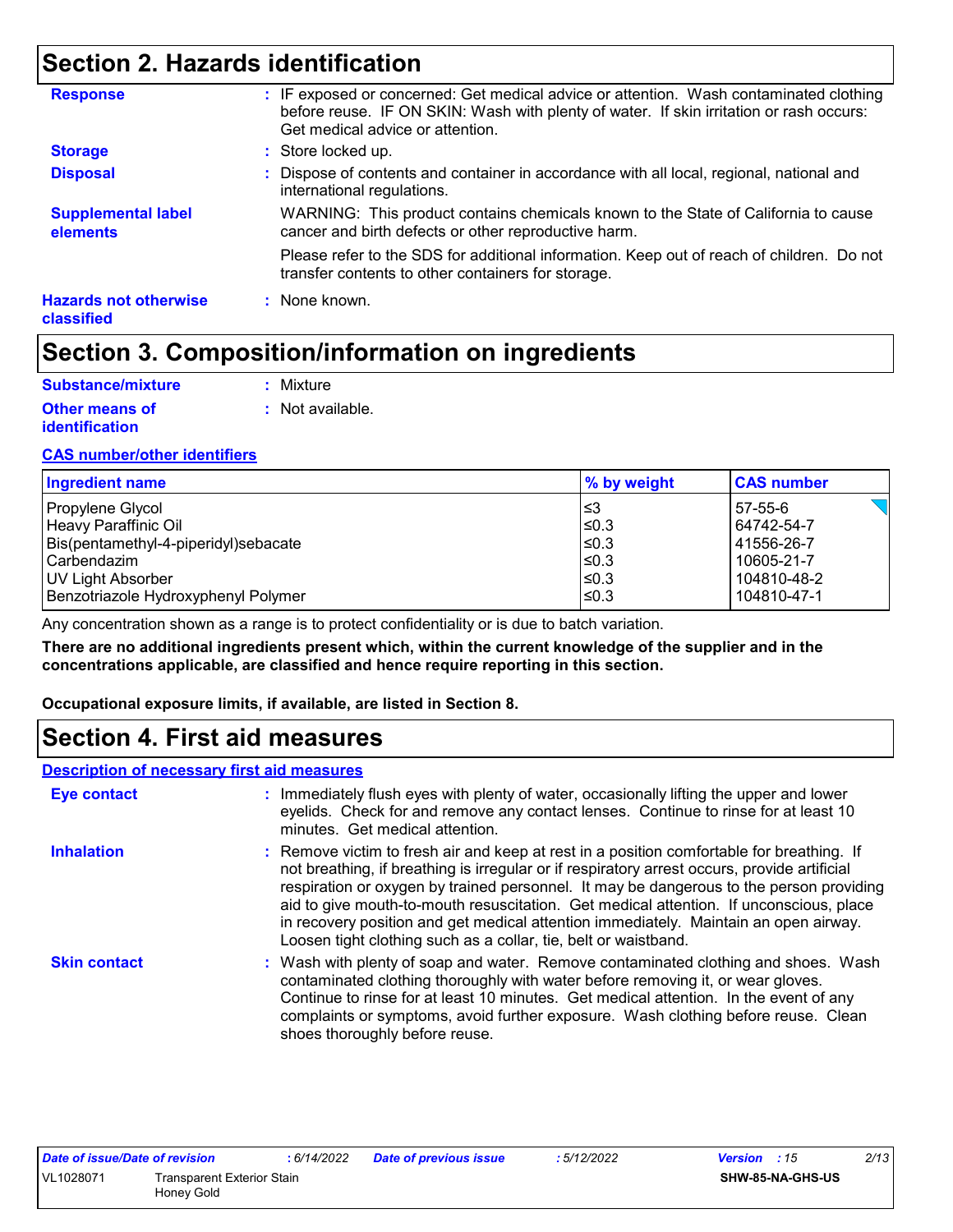## Section 2. Hazards identification

**Response** : IF exposed or concerned: Get medical advice or attention. Wash contaminated clothing before reuse. IF ON SKIN: Wash with plenty of water. If skin irritation or rash occurs: Get medical advice or attention.

**Storage** : Store locked up.

**Disposal** : Dispose of contents and container in accordance with all local, regional, national and international regulations.

**Supplemental label elements** WARNING: This product contains chemicals known to the State of California to cause cancer and birth defects or other reproductive harm.

Please refer to the SDS for additional information. Keep out of reach of children. Do not transfer contents to other containers for storage.

**Hazards not otherwise classified** : None known.

## Section 3. Composition/information on ingredients

**Substance/mixture** : Mixture

**Other means of identification** : Not available.

**CAS number/other identifiers**

| Ingredient name | % by weight | CAS number |
|---|---|---|
| Propylene Glycol | ≤3 | 57-55-6 |
| Heavy Paraffinic Oil | ≤0.3 | 64742-54-7 |
| Bis(pentamethyl-4-piperidyl)sebacate | ≤0.3 | 41556-26-7 |
| Carbendazim | ≤0.3 | 10605-21-7 |
| UV Light Absorber | ≤0.3 | 104810-48-2 |
| Benzotriazole Hydroxyphenyl Polymer | ≤0.3 | 104810-47-1 |

Any concentration shown as a range is to protect confidentiality or is due to batch variation.

**There are no additional ingredients present which, within the current knowledge of the supplier and in the concentrations applicable, are classified and hence require reporting in this section.**

**Occupational exposure limits, if available, are listed in Section 8.**

## Section 4. First aid measures

**Description of necessary first aid measures**

**Eye contact** : Immediately flush eyes with plenty of water, occasionally lifting the upper and lower eyelids. Check for and remove any contact lenses. Continue to rinse for at least 10 minutes. Get medical attention.

**Inhalation** : Remove victim to fresh air and keep at rest in a position comfortable for breathing. If not breathing, if breathing is irregular or if respiratory arrest occurs, provide artificial respiration or oxygen by trained personnel. It may be dangerous to the person providing aid to give mouth-to-mouth resuscitation. Get medical attention. If unconscious, place in recovery position and get medical attention immediately. Maintain an open airway. Loosen tight clothing such as a collar, tie, belt or waistband.

**Skin contact** : Wash with plenty of soap and water. Remove contaminated clothing and shoes. Wash contaminated clothing thoroughly with water before removing it, or wear gloves. Continue to rinse for at least 10 minutes. Get medical attention. In the event of any complaints or symptoms, avoid further exposure. Wash clothing before reuse. Clean shoes thoroughly before reuse.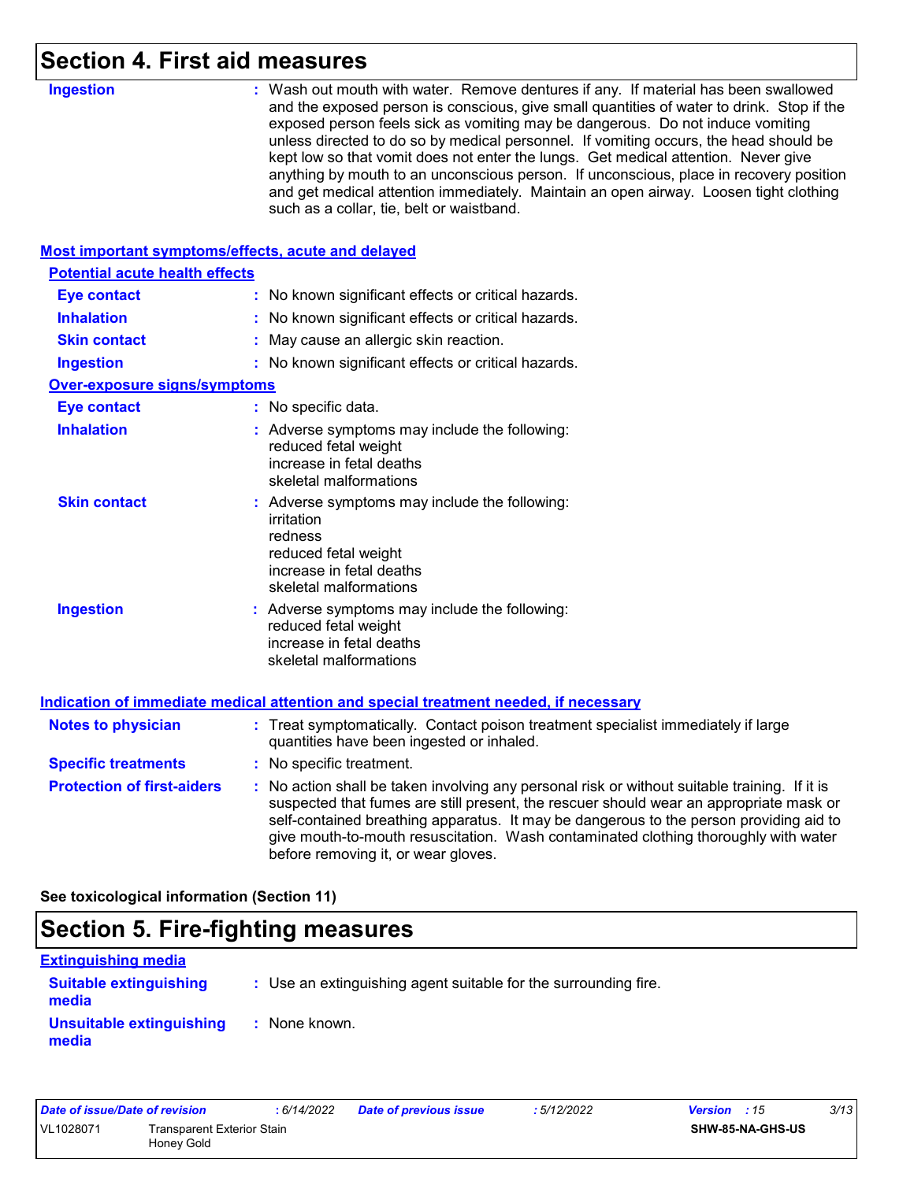# Section 4. First aid measures

**Ingestion** : Wash out mouth with water. Remove dentures if any. If material has been swallowed and the exposed person is conscious, give small quantities of water to drink. Stop if the exposed person feels sick as vomiting may be dangerous. Do not induce vomiting unless directed to do so by medical personnel. If vomiting occurs, the head should be kept low so that vomit does not enter the lungs. Get medical attention. Never give anything by mouth to an unconscious person. If unconscious, place in recovery position and get medical attention immediately. Maintain an open airway. Loosen tight clothing such as a collar, tie, belt or waistband.

## Most important symptoms/effects, acute and delayed

### Potential acute health effects

**Eye contact** : No known significant effects or critical hazards.

**Inhalation** : No known significant effects or critical hazards.

**Skin contact** : May cause an allergic skin reaction.

**Ingestion** : No known significant effects or critical hazards.

### Over-exposure signs/symptoms

**Eye contact** : No specific data.

**Inhalation** : Adverse symptoms may include the following:
reduced fetal weight
increase in fetal deaths
skeletal malformations

**Skin contact** : Adverse symptoms may include the following:
irritation
redness
reduced fetal weight
increase in fetal deaths
skeletal malformations

**Ingestion** : Adverse symptoms may include the following:
reduced fetal weight
increase in fetal deaths
skeletal malformations

## Indication of immediate medical attention and special treatment needed, if necessary

**Notes to physician** : Treat symptomatically. Contact poison treatment specialist immediately if large quantities have been ingested or inhaled.

**Specific treatments** : No specific treatment.

**Protection of first-aiders** : No action shall be taken involving any personal risk or without suitable training. If it is suspected that fumes are still present, the rescuer should wear an appropriate mask or self-contained breathing apparatus. It may be dangerous to the person providing aid to give mouth-to-mouth resuscitation. Wash contaminated clothing thoroughly with water before removing it, or wear gloves.

**See toxicological information (Section 11)**

# Section 5. Fire-fighting measures

## Extinguishing media

**Suitable extinguishing media** : Use an extinguishing agent suitable for the surrounding fire.

**Unsuitable extinguishing media** : None known.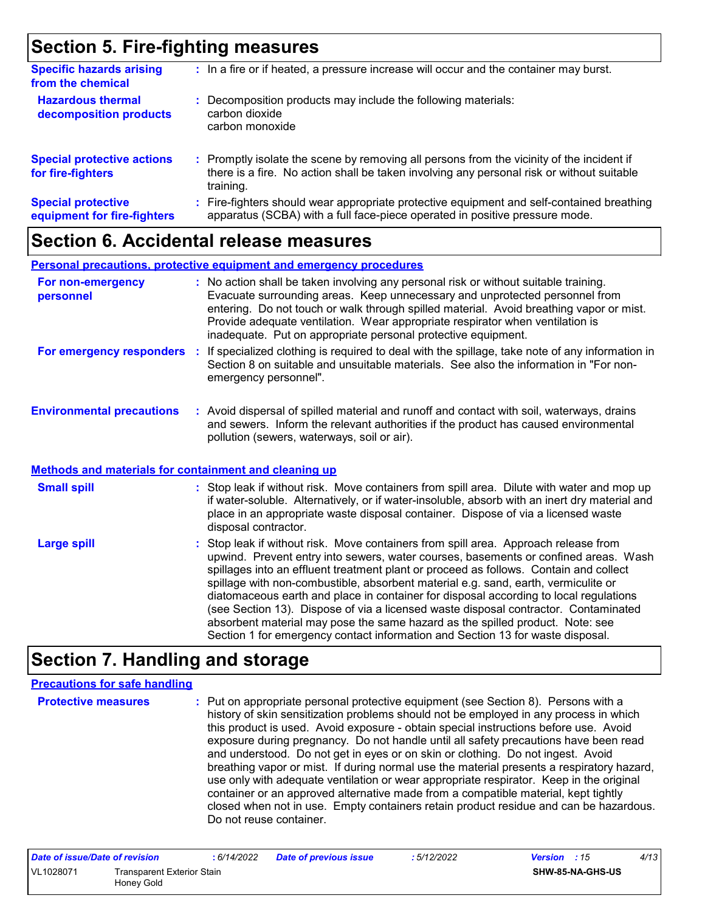## Section 5. Fire-fighting measures

**Specific hazards arising from the chemical** : In a fire or if heated, a pressure increase will occur and the container may burst.

**Hazardous thermal decomposition products** : Decomposition products may include the following materials:
carbon dioxide
carbon monoxide

**Special protective actions for fire-fighters** : Promptly isolate the scene by removing all persons from the vicinity of the incident if there is a fire. No action shall be taken involving any personal risk or without suitable training.

**Special protective equipment for fire-fighters** : Fire-fighters should wear appropriate protective equipment and self-contained breathing apparatus (SCBA) with a full face-piece operated in positive pressure mode.

## Section 6. Accidental release measures

### Personal precautions, protective equipment and emergency procedures

**For non-emergency personnel** : No action shall be taken involving any personal risk or without suitable training. Evacuate surrounding areas. Keep unnecessary and unprotected personnel from entering. Do not touch or walk through spilled material. Avoid breathing vapor or mist. Provide adequate ventilation. Wear appropriate respirator when ventilation is inadequate. Put on appropriate personal protective equipment.

**For emergency responders** : If specialized clothing is required to deal with the spillage, take note of any information in Section 8 on suitable and unsuitable materials. See also the information in "For non-emergency personnel".

**Environmental precautions** : Avoid dispersal of spilled material and runoff and contact with soil, waterways, drains and sewers. Inform the relevant authorities if the product has caused environmental pollution (sewers, waterways, soil or air).

### Methods and materials for containment and cleaning up

**Small spill** : Stop leak if without risk. Move containers from spill area. Dilute with water and mop up if water-soluble. Alternatively, or if water-insoluble, absorb with an inert dry material and place in an appropriate waste disposal container. Dispose of via a licensed waste disposal contractor.

**Large spill** : Stop leak if without risk. Move containers from spill area. Approach release from upwind. Prevent entry into sewers, water courses, basements or confined areas. Wash spillages into an effluent treatment plant or proceed as follows. Contain and collect spillage with non-combustible, absorbent material e.g. sand, earth, vermiculite or diatomaceous earth and place in container for disposal according to local regulations (see Section 13). Dispose of via a licensed waste disposal contractor. Contaminated absorbent material may pose the same hazard as the spilled product. Note: see Section 1 for emergency contact information and Section 13 for waste disposal.

## Section 7. Handling and storage

### Precautions for safe handling

**Protective measures** : Put on appropriate personal protective equipment (see Section 8). Persons with a history of skin sensitization problems should not be employed in any process in which this product is used. Avoid exposure - obtain special instructions before use. Avoid exposure during pregnancy. Do not handle until all safety precautions have been read and understood. Do not get in eyes or on skin or clothing. Do not ingest. Avoid breathing vapor or mist. If during normal use the material presents a respiratory hazard, use only with adequate ventilation or wear appropriate respirator. Keep in the original container or an approved alternative made from a compatible material, kept tightly closed when not in use. Empty containers retain product residue and can be hazardous. Do not reuse container.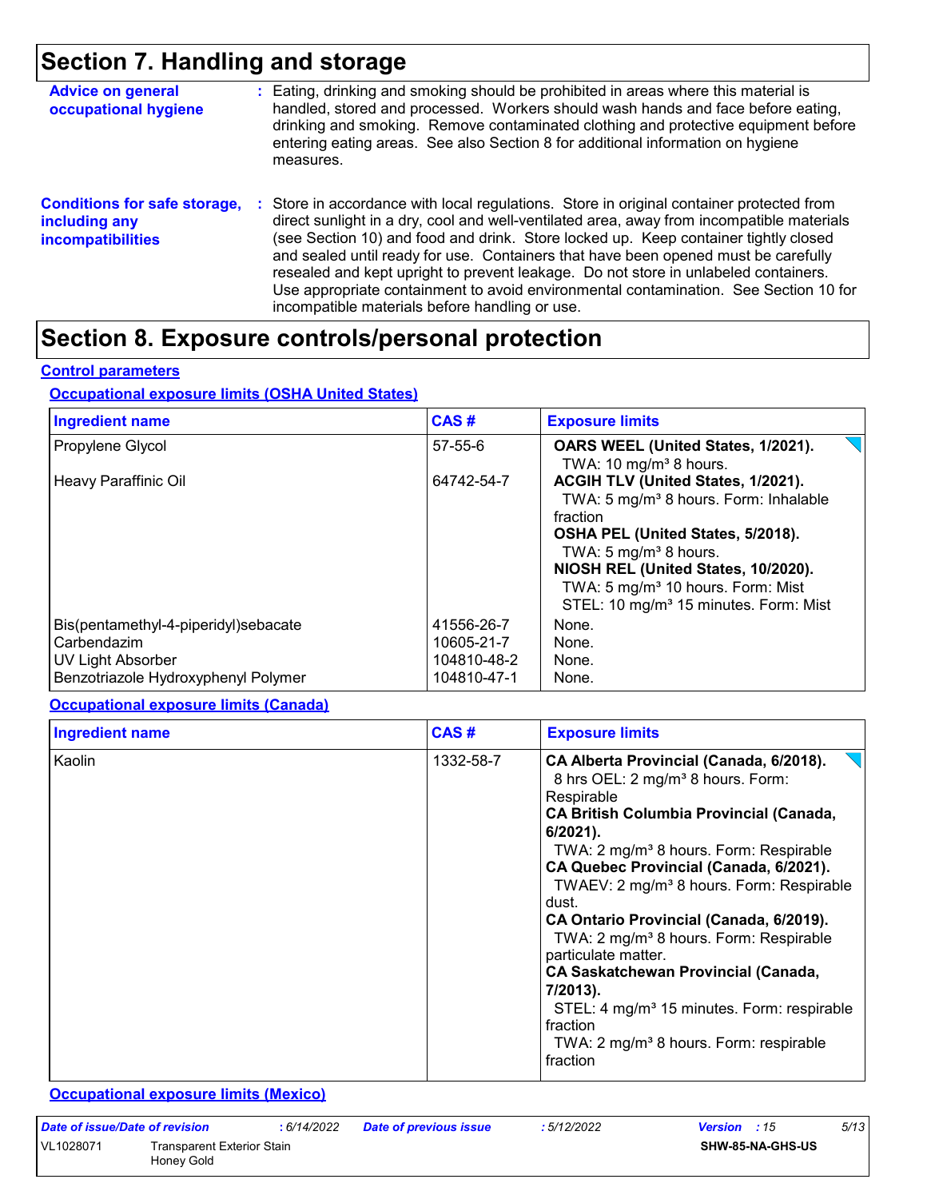## Section 7. Handling and storage

**Advice on general occupational hygiene** : Eating, drinking and smoking should be prohibited in areas where this material is handled, stored and processed. Workers should wash hands and face before eating, drinking and smoking. Remove contaminated clothing and protective equipment before entering eating areas. See also Section 8 for additional information on hygiene measures.

**Conditions for safe storage, including any incompatibilities** : Store in accordance with local regulations. Store in original container protected from direct sunlight in a dry, cool and well-ventilated area, away from incompatible materials (see Section 10) and food and drink. Store locked up. Keep container tightly closed and sealed until ready for use. Containers that have been opened must be carefully resealed and kept upright to prevent leakage. Do not store in unlabeled containers. Use appropriate containment to avoid environmental contamination. See Section 10 for incompatible materials before handling or use.

## Section 8. Exposure controls/personal protection

**Control parameters**

**Occupational exposure limits (OSHA United States)**

| Ingredient name | CAS # | Exposure limits |
|---|---|---|
| Propylene Glycol | 57-55-6 | **OARS WEEL (United States, 1/2021).**<br>TWA: 10 mg/m³ 8 hours. |
| Heavy Paraffinic Oil | 64742-54-7 | **ACGIH TLV (United States, 1/2021).**<br>TWA: 5 mg/m³ 8 hours. Form: Inhalable fraction<br>**OSHA PEL (United States, 5/2018).**<br>TWA: 5 mg/m³ 8 hours.<br>**NIOSH REL (United States, 10/2020).**<br>TWA: 5 mg/m³ 10 hours. Form: Mist<br>STEL: 10 mg/m³ 15 minutes. Form: Mist |
| Bis(pentamethyl-4-piperidyl)sebacate | 41556-26-7 | None. |
| Carbendazim | 10605-21-7 | None. |
| UV Light Absorber | 104810-48-2 | None. |
| Benzotriazole Hydroxyphenyl Polymer | 104810-47-1 | None. |

**Occupational exposure limits (Canada)**

| Ingredient name | CAS # | Exposure limits |
|---|---|---|
| Kaolin | 1332-58-7 | **CA Alberta Provincial (Canada, 6/2018).**<br>8 hrs OEL: 2 mg/m³ 8 hours. Form: Respirable<br>**CA British Columbia Provincial (Canada, 6/2021).**<br>TWA: 2 mg/m³ 8 hours. Form: Respirable<br>**CA Quebec Provincial (Canada, 6/2021).**<br>TWAEV: 2 mg/m³ 8 hours. Form: Respirable dust.<br>**CA Ontario Provincial (Canada, 6/2019).**<br>TWA: 2 mg/m³ 8 hours. Form: Respirable particulate matter.<br>**CA Saskatchewan Provincial (Canada, 7/2013).**<br>STEL: 4 mg/m³ 15 minutes. Form: respirable fraction<br>TWA: 2 mg/m³ 8 hours. Form: respirable fraction |

**Occupational exposure limits (Mexico)**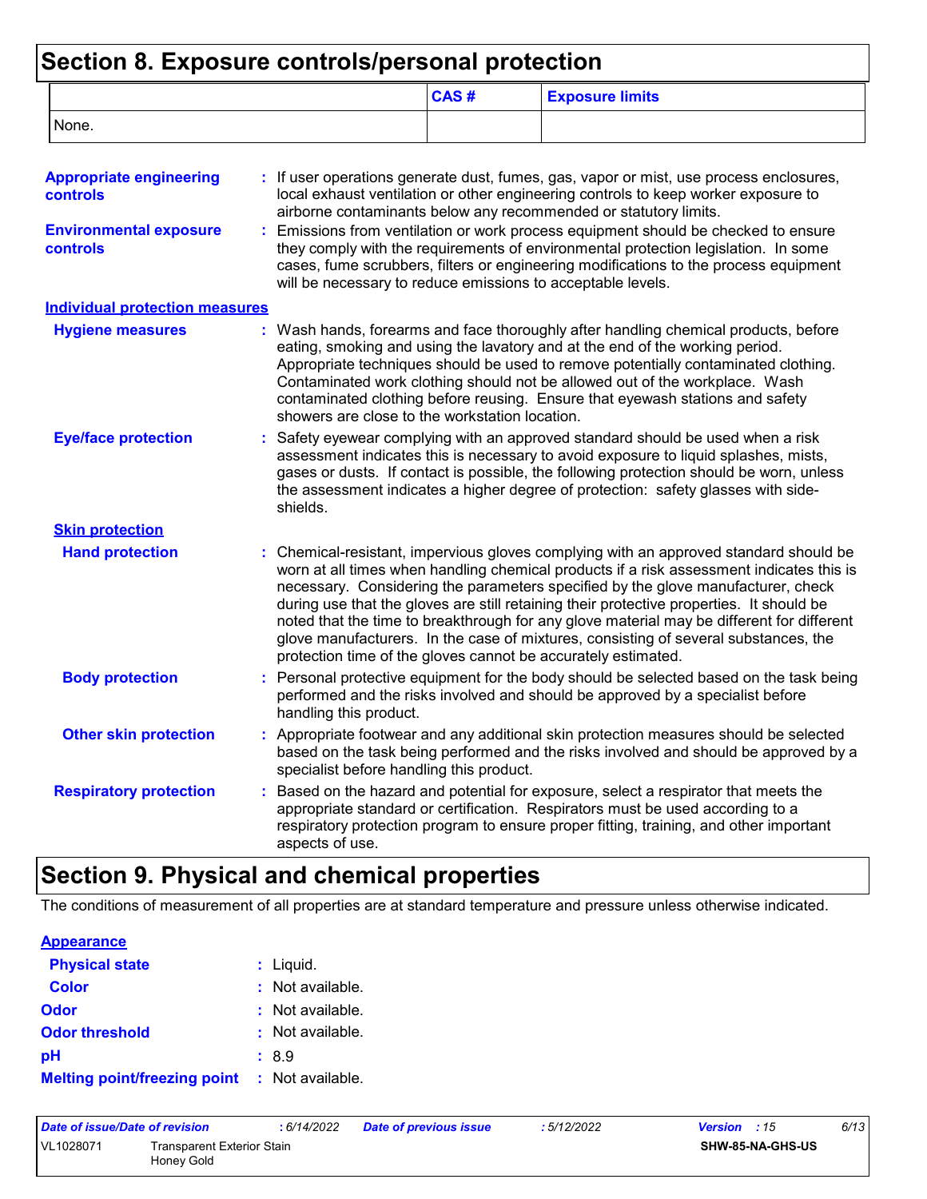## Section 8. Exposure controls/personal protection

| | CAS # | Exposure limits |
|---|---|---|
| None. | | |

**Appropriate engineering controls** : If user operations generate dust, fumes, gas, vapor or mist, use process enclosures, local exhaust ventilation or other engineering controls to keep worker exposure to airborne contaminants below any recommended or statutory limits.

**Environmental exposure controls** : Emissions from ventilation or work process equipment should be checked to ensure they comply with the requirements of environmental protection legislation. In some cases, fume scrubbers, filters or engineering modifications to the process equipment will be necessary to reduce emissions to acceptable levels.

**Individual protection measures**

**Hygiene measures** : Wash hands, forearms and face thoroughly after handling chemical products, before eating, smoking and using the lavatory and at the end of the working period. Appropriate techniques should be used to remove potentially contaminated clothing. Contaminated work clothing should not be allowed out of the workplace. Wash contaminated clothing before reusing. Ensure that eyewash stations and safety showers are close to the workstation location.

**Eye/face protection** : Safety eyewear complying with an approved standard should be used when a risk assessment indicates this is necessary to avoid exposure to liquid splashes, mists, gases or dusts. If contact is possible, the following protection should be worn, unless the assessment indicates a higher degree of protection: safety glasses with side-shields.

**Skin protection**

**Hand protection** : Chemical-resistant, impervious gloves complying with an approved standard should be worn at all times when handling chemical products if a risk assessment indicates this is necessary. Considering the parameters specified by the glove manufacturer, check during use that the gloves are still retaining their protective properties. It should be noted that the time to breakthrough for any glove material may be different for different glove manufacturers. In the case of mixtures, consisting of several substances, the protection time of the gloves cannot be accurately estimated.

**Body protection** : Personal protective equipment for the body should be selected based on the task being performed and the risks involved and should be approved by a specialist before handling this product.

**Other skin protection** : Appropriate footwear and any additional skin protection measures should be selected based on the task being performed and the risks involved and should be approved by a specialist before handling this product.

**Respiratory protection** : Based on the hazard and potential for exposure, select a respirator that meets the appropriate standard or certification. Respirators must be used according to a respiratory protection program to ensure proper fitting, training, and other important aspects of use.

## Section 9. Physical and chemical properties

The conditions of measurement of all properties are at standard temperature and pressure unless otherwise indicated.

**Appearance**

**Physical state** : Liquid.

**Color** : Not available.

**Odor** : Not available.

**Odor threshold** : Not available.

**pH** : 8.9

**Melting point/freezing point** : Not available.

| Date of issue/Date of revision | : 6/14/2022 | Date of previous issue | : 5/12/2022 | Version : 15 |
|---|---|---|---|---|
| VL1028071 | Transparent Exterior Stain Honey Gold | | | SHW-85-NA-GHS-US |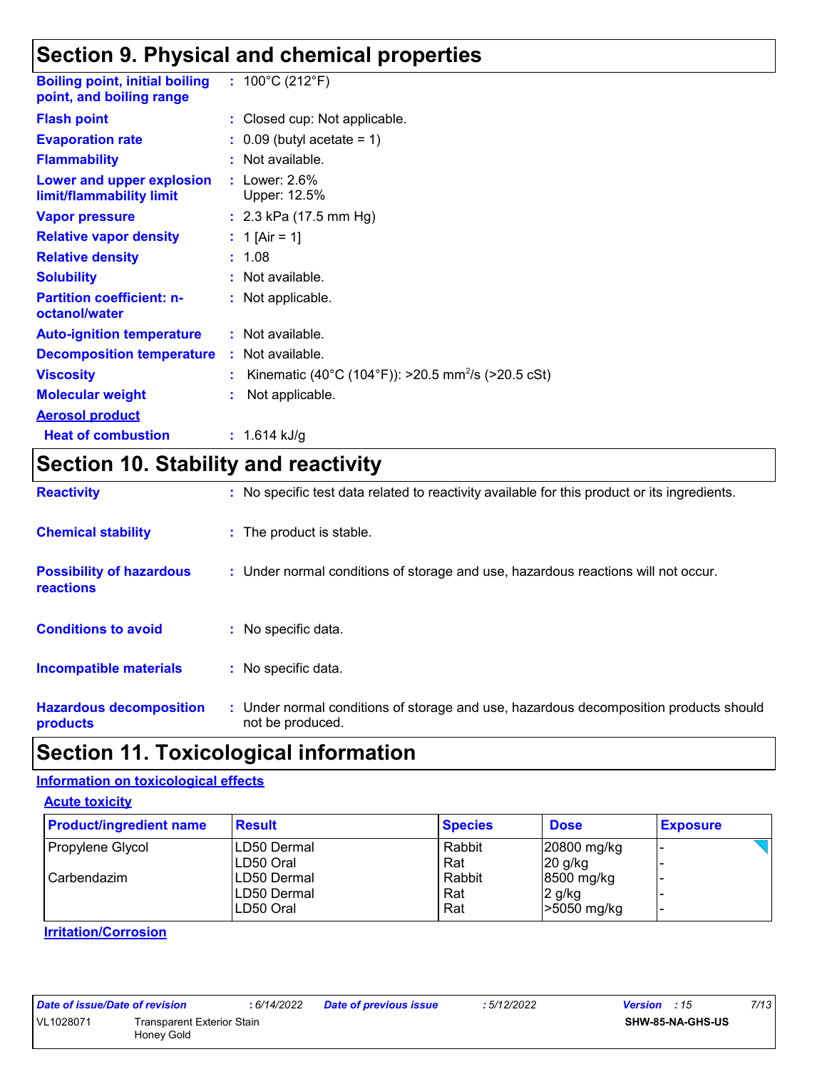## Section 9. Physical and chemical properties

| | |
|---|---|
| **Boiling point, initial boiling point, and boiling range** | : 100°C (212°F) |
| **Flash point** | : Closed cup: Not applicable. |
| **Evaporation rate** | : 0.09 (butyl acetate = 1) |
| **Flammability** | : Not available. |
| **Lower and upper explosion limit/flammability limit** | : Lower: 2.6%<br>Upper: 12.5% |
| **Vapor pressure** | : 2.3 kPa (17.5 mm Hg) |
| **Relative vapor density** | : 1 [Air = 1] |
| **Relative density** | : 1.08 |
| **Solubility** | : Not available. |
| **Partition coefficient: n-octanol/water** | : Not applicable. |
| **Auto-ignition temperature** | : Not available. |
| **Decomposition temperature** | : Not available. |
| **Viscosity** | : Kinematic (40°C (104°F)): >20.5 $mm^2/s$ (>20.5 cSt) |
| **Molecular weight** | : Not applicable. |

**Aerosol product**

| | |
|---|---|
| **Heat of combustion** | : 1.614 kJ/g |

## Section 10. Stability and reactivity

| | |
|---|---|
| **Reactivity** | : No specific test data related to reactivity available for this product or its ingredients. |
| **Chemical stability** | : The product is stable. |
| **Possibility of hazardous reactions** | : Under normal conditions of storage and use, hazardous reactions will not occur. |
| **Conditions to avoid** | : No specific data. |
| **Incompatible materials** | : No specific data. |
| **Hazardous decomposition products** | : Under normal conditions of storage and use, hazardous decomposition products should not be produced. |

## Section 11. Toxicological information

**Information on toxicological effects**

**Acute toxicity**

| Product/ingredient name | Result | Species | Dose | Exposure |
|---|---|---|---|---|
| Propylene Glycol | LD50 Dermal | Rabbit | 20800 mg/kg | - |
| | LD50 Oral | Rat | 20 g/kg | - |
| Carbendazim | LD50 Dermal | Rabbit | 8500 mg/kg | - |
| | LD50 Dermal | Rat | 2 g/kg | - |
| | LD50 Oral | Rat | >5050 mg/kg | - |

**Irritation/Corrosion**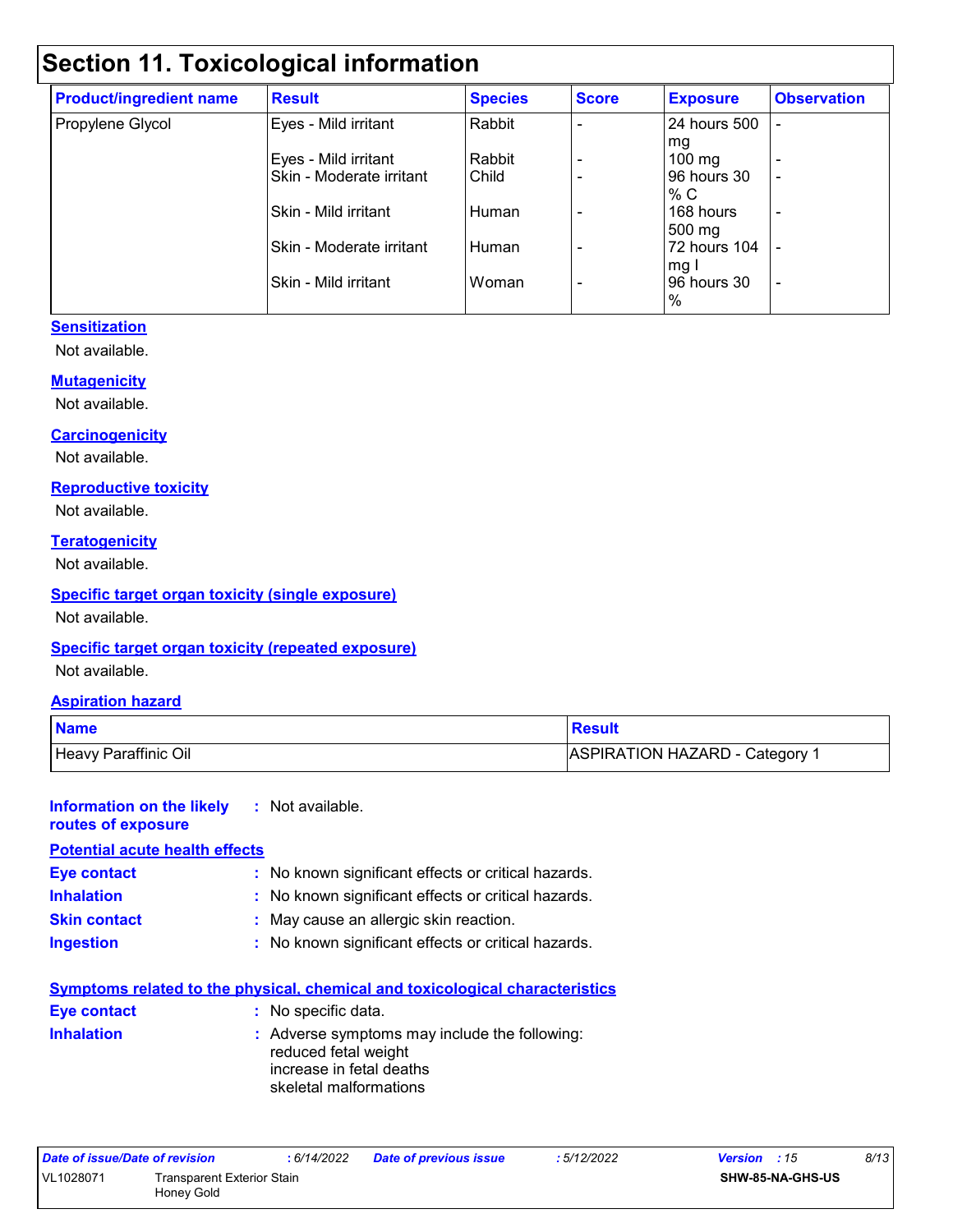# Section 11. Toxicological information

| Product/ingredient name | Result | Species | Score | Exposure | Observation |
| --- | --- | --- | --- | --- | --- |
| Propylene Glycol | Eyes - Mild irritant | Rabbit | - | 24 hours 500 mg | - |
| | Eyes - Mild irritant | Rabbit | - | 100 mg | - |
| | Skin - Moderate irritant | Child | - | 96 hours 30 % C | - |
| | Skin - Mild irritant | Human | - | 168 hours 500 mg | - |
| | Skin - Moderate irritant | Human | - | 72 hours 104 mg I | - |
| | Skin - Mild irritant | Woman | - | 96 hours 30 % | - |

**Sensitization**

Not available.

**Mutagenicity**

Not available.

**Carcinogenicity**

Not available.

**Reproductive toxicity**

Not available.

**Teratogenicity**

Not available.

**Specific target organ toxicity (single exposure)**

Not available.

**Specific target organ toxicity (repeated exposure)**

Not available.

**Aspiration hazard**

| Name | Result |
| --- | --- |
| Heavy Paraffinic Oil | ASPIRATION HAZARD - Category 1 |

**Information on the likely routes of exposure** : Not available.

**Potential acute health effects**

**Eye contact** : No known significant effects or critical hazards.

**Inhalation** : No known significant effects or critical hazards.

**Skin contact** : May cause an allergic skin reaction.

**Ingestion** : No known significant effects or critical hazards.

**Symptoms related to the physical, chemical and toxicological characteristics**

**Eye contact** : No specific data.

**Inhalation** : Adverse symptoms may include the following:
reduced fetal weight
increase in fetal deaths
skeletal malformations

| Date of issue/Date of revision | : 6/14/2022 | Date of previous issue | : 5/12/2022 | Version : 15 |
| --- | --- | --- | --- | --- |
| VL1028071 | Transparent Exterior Stain Honey Gold | | | SHW-85-NA-GHS-US |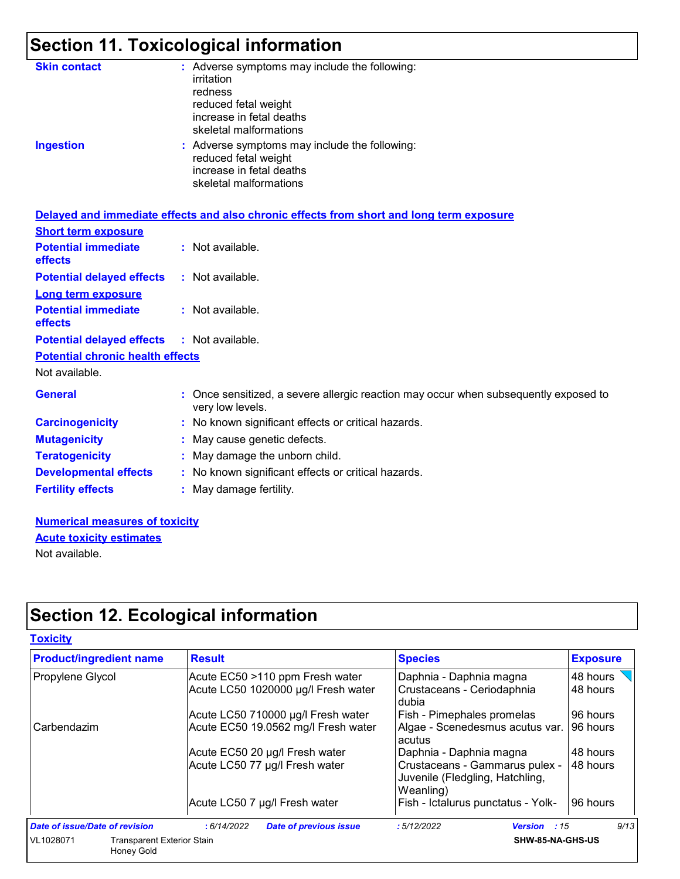## Section 11. Toxicological information

**Skin contact** : Adverse symptoms may include the following:
irritation
redness
reduced fetal weight
increase in fetal deaths
skeletal malformations

**Ingestion** : Adverse symptoms may include the following:
reduced fetal weight
increase in fetal deaths
skeletal malformations

**Delayed and immediate effects and also chronic effects from short and long term exposure**

**Short term exposure**

**Potential immediate effects** : Not available.

**Potential delayed effects** : Not available.

**Long term exposure**

**Potential immediate effects** : Not available.

**Potential delayed effects** : Not available.

**Potential chronic health effects**

Not available.

**General** : Once sensitized, a severe allergic reaction may occur when subsequently exposed to very low levels.

**Carcinogenicity** : No known significant effects or critical hazards.

**Mutagenicity** : May cause genetic defects.

**Teratogenicity** : May damage the unborn child.

**Developmental effects** : No known significant effects or critical hazards.

**Fertility effects** : May damage fertility.

**Numerical measures of toxicity**

**Acute toxicity estimates**

Not available.

## Section 12. Ecological information

**Toxicity**

| Product/ingredient name | Result | Species | Exposure |
|---|---|---|---|
| Propylene Glycol | Acute EC50 >110 ppm Fresh water | Daphnia - Daphnia magna | 48 hours |
| | Acute LC50 1020000 µg/l Fresh water | Crustaceans - Ceriodaphnia dubia | 48 hours |
| | Acute LC50 710000 µg/l Fresh water | Fish - Pimephales promelas | 96 hours |
| Carbendazim | Acute EC50 19.0562 mg/l Fresh water | Algae - Scenedesmus acutus var. acutus | 96 hours |
| | Acute EC50 20 µg/l Fresh water | Daphnia - Daphnia magna | 48 hours |
| | Acute LC50 77 µg/l Fresh water | Crustaceans - Gammarus pulex - Juvenile (Fledgling, Hatchling, Weanling) | 48 hours |
| | Acute LC50 7 µg/l Fresh water | Fish - Ictalurus punctatus - Yolk- | 96 hours |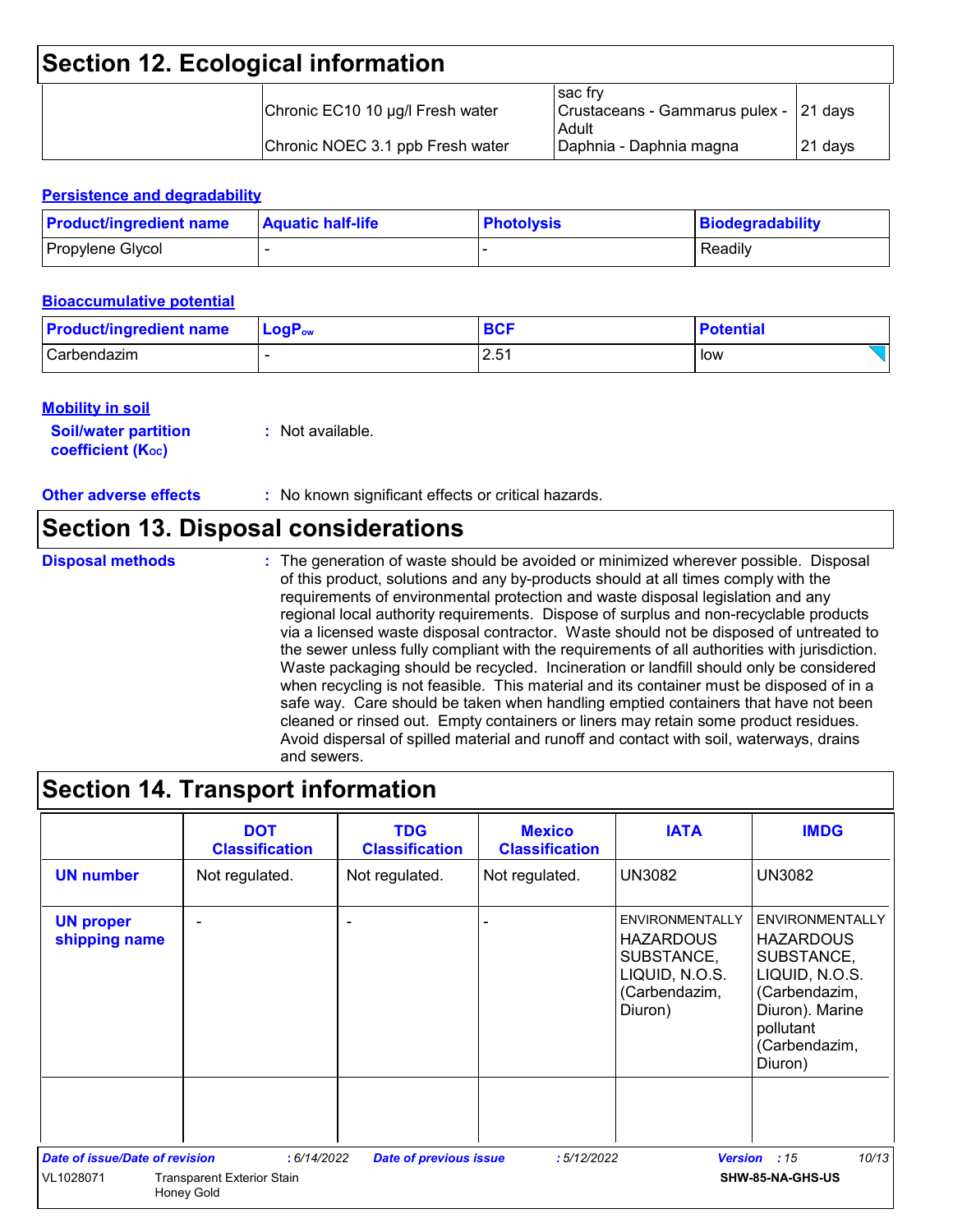## Section 12. Ecological information

| | | | |
|---|---|---|---|
| | | sac fry | |
| | Chronic EC10 10 µg/l Fresh water | Crustaceans - Gammarus pulex - Adult | 21 days |
| | Chronic NOEC 3.1 ppb Fresh water | Daphnia - Daphnia magna | 21 days |

### Persistence and degradability

| Product/ingredient name | Aquatic half-life | Photolysis | Biodegradability |
|---|---|---|---|
| Propylene Glycol | - | - | Readily |

### Bioaccumulative potential

| Product/ingredient name | $LogP_{ow}$ | BCF | Potential |
|---|---|---|---|
| Carbendazim | - | 2.51 | low |

### Mobility in soil

**Soil/water partition coefficient ($K_{OC}$)** : Not available.

**Other adverse effects** : No known significant effects or critical hazards.

## Section 13. Disposal considerations

**Disposal methods** : The generation of waste should be avoided or minimized wherever possible. Disposal of this product, solutions and any by-products should at all times comply with the requirements of environmental protection and waste disposal legislation and any regional local authority requirements. Dispose of surplus and non-recyclable products via a licensed waste disposal contractor. Waste should not be disposed of untreated to the sewer unless fully compliant with the requirements of all authorities with jurisdiction. Waste packaging should be recycled. Incineration or landfill should only be considered when recycling is not feasible. This material and its container must be disposed of in a safe way. Care should be taken when handling emptied containers that have not been cleaned or rinsed out. Empty containers or liners may retain some product residues. Avoid dispersal of spilled material and runoff and contact with soil, waterways, drains and sewers.

## Section 14. Transport information

| | DOT Classification | TDG Classification | Mexico Classification | IATA | IMDG |
|---|---|---|---|---|---|
| **UN number** | Not regulated. | Not regulated. | Not regulated. | UN3082 | UN3082 |
| **UN proper shipping name** | - | - | - | ENVIRONMENTALLY HAZARDOUS SUBSTANCE, LIQUID, N.O.S. (Carbendazim, Diuron) | ENVIRONMENTALLY HAZARDOUS SUBSTANCE, LIQUID, N.O.S. (Carbendazim, Diuron). Marine pollutant (Carbendazim, Diuron) |
| | | | | | |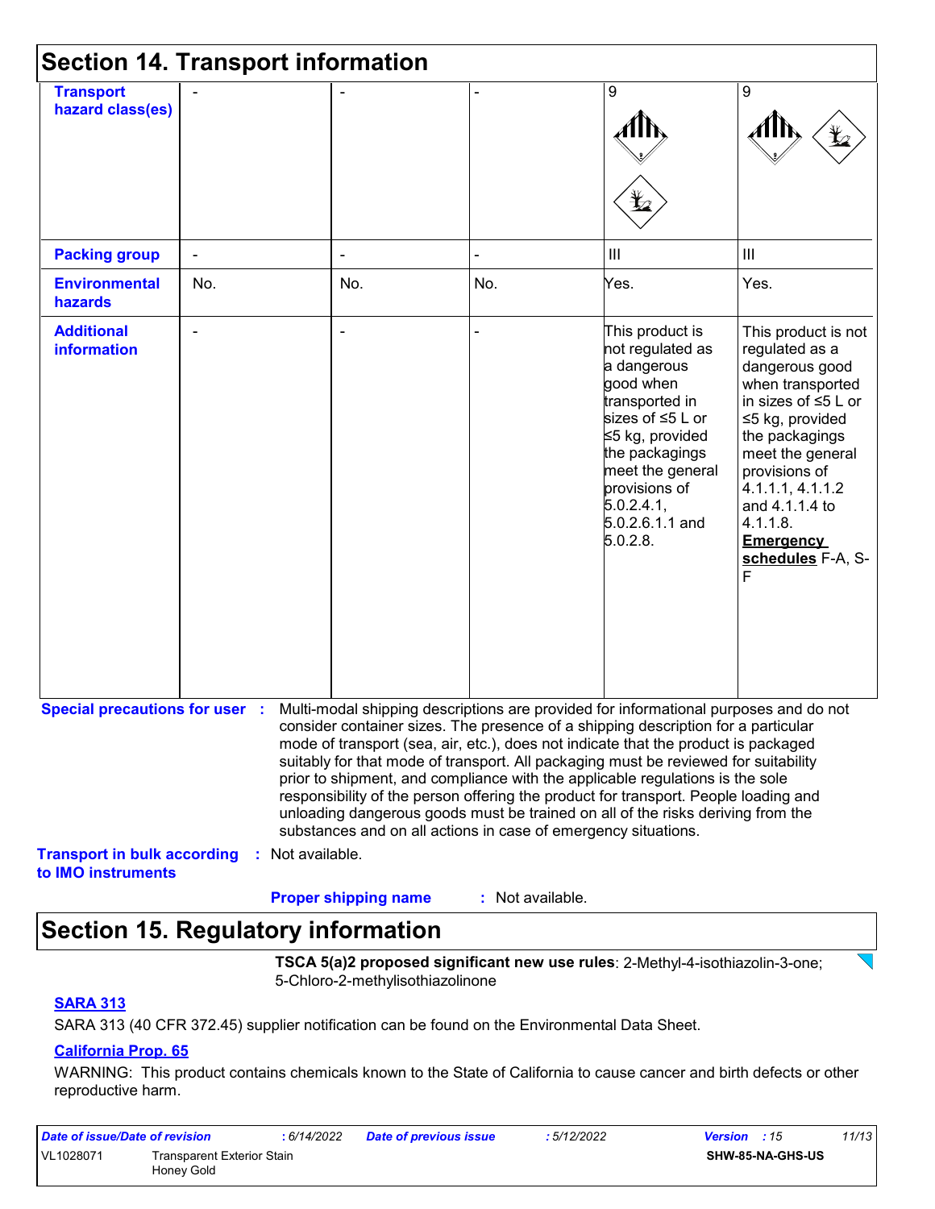## Section 14. Transport information

| | | | | | |
|---|---|---|---|---|---|
| **Transport hazard class(es)** | - | - | - | 9 | 9 |
| **Packing group** | - | - | - | III | III |
| **Environmental hazards** | No. | No. | No. | Yes. | Yes. |
| **Additional information** | - | - | - | This product is not regulated as a dangerous good when transported in sizes of ≤5 L or ≤5 kg, provided the packagings meet the general provisions of 5.0.2.4.1, 5.0.2.6.1.1 and 5.0.2.8. | This product is not regulated as a dangerous good when transported in sizes of ≤5 L or ≤5 kg, provided the packagings meet the general provisions of 4.1.1.1, 4.1.1.2 and 4.1.1.4 to 4.1.1.8. **Emergency schedules** F-A, S-F |

**Special precautions for user** : Multi-modal shipping descriptions are provided for informational purposes and do not consider container sizes. The presence of a shipping description for a particular mode of transport (sea, air, etc.), does not indicate that the product is packaged suitably for that mode of transport. All packaging must be reviewed for suitability prior to shipment, and compliance with the applicable regulations is the sole responsibility of the person offering the product for transport. People loading and unloading dangerous goods must be trained on all of the risks deriving from the substances and on all actions in case of emergency situations.

**Transport in bulk according to IMO instruments** : Not available.

**Proper shipping name** : Not available.

## Section 15. Regulatory information

**TSCA 5(a)2 proposed significant new use rules**: 2-Methyl-4-isothiazolin-3-one; 5-Chloro-2-methylisothiazolinone

**SARA 313**

SARA 313 (40 CFR 372.45) supplier notification can be found on the Environmental Data Sheet.

**California Prop. 65**

WARNING: This product contains chemicals known to the State of California to cause cancer and birth defects or other reproductive harm.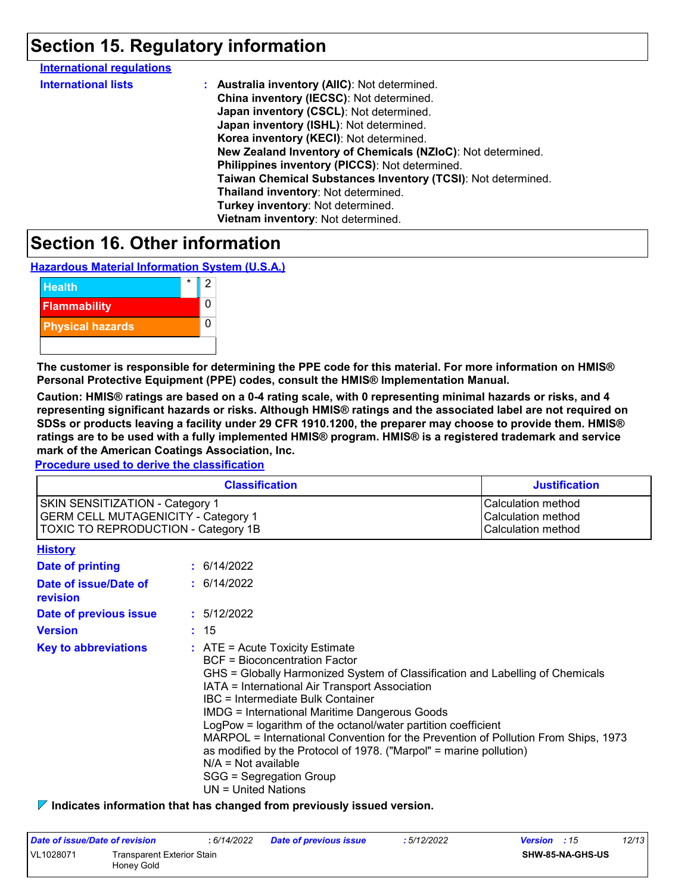# Section 15. Regulatory information

**International regulations**

**International lists** : **Australia inventory (AIIC)**: Not determined.
**China inventory (IECSC)**: Not determined.
**Japan inventory (CSCL)**: Not determined.
**Japan inventory (ISHL)**: Not determined.
**Korea inventory (KECI)**: Not determined.
**New Zealand Inventory of Chemicals (NZIoC)**: Not determined.
**Philippines inventory (PICCS)**: Not determined.
**Taiwan Chemical Substances Inventory (TCSI)**: Not determined.
**Thailand inventory**: Not determined.
**Turkey inventory**: Not determined.
**Vietnam inventory**: Not determined.

# Section 16. Other information

**Hazardous Material Information System (U.S.A.)**

| | | |
|---|---|---|
| Health | * | 2 |
| Flammability | | 0 |
| Physical hazards | | 0 |

**The customer is responsible for determining the PPE code for this material. For more information on HMIS® Personal Protective Equipment (PPE) codes, consult the HMIS® Implementation Manual.**

**Caution: HMIS® ratings are based on a 0-4 rating scale, with 0 representing minimal hazards or risks, and 4 representing significant hazards or risks. Although HMIS® ratings and the associated label are not required on SDSs or products leaving a facility under 29 CFR 1910.1200, the preparer may choose to provide them. HMIS® ratings are to be used with a fully implemented HMIS® program. HMIS® is a registered trademark and service mark of the American Coatings Association, Inc.**

**Procedure used to derive the classification**

| Classification | Justification |
|---|---|
| SKIN SENSITIZATION - Category 1 | Calculation method |
| GERM CELL MUTAGENICITY - Category 1 | Calculation method |
| TOXIC TO REPRODUCTION - Category 1B | Calculation method |

**History**

**Date of printing** : 6/14/2022

**Date of issue/Date of revision** : 6/14/2022

**Date of previous issue** : 5/12/2022

**Version** : 15

**Key to abbreviations** : ATE = Acute Toxicity Estimate
BCF = Bioconcentration Factor
GHS = Globally Harmonized System of Classification and Labelling of Chemicals
IATA = International Air Transport Association
IBC = Intermediate Bulk Container
IMDG = International Maritime Dangerous Goods
LogPow = logarithm of the octanol/water partition coefficient
MARPOL = International Convention for the Prevention of Pollution From Ships, 1973 as modified by the Protocol of 1978. ("Marpol" = marine pollution)
N/A = Not available
SGG = Segregation Group
UN = United Nations

**Indicates information that has changed from previously issued version.**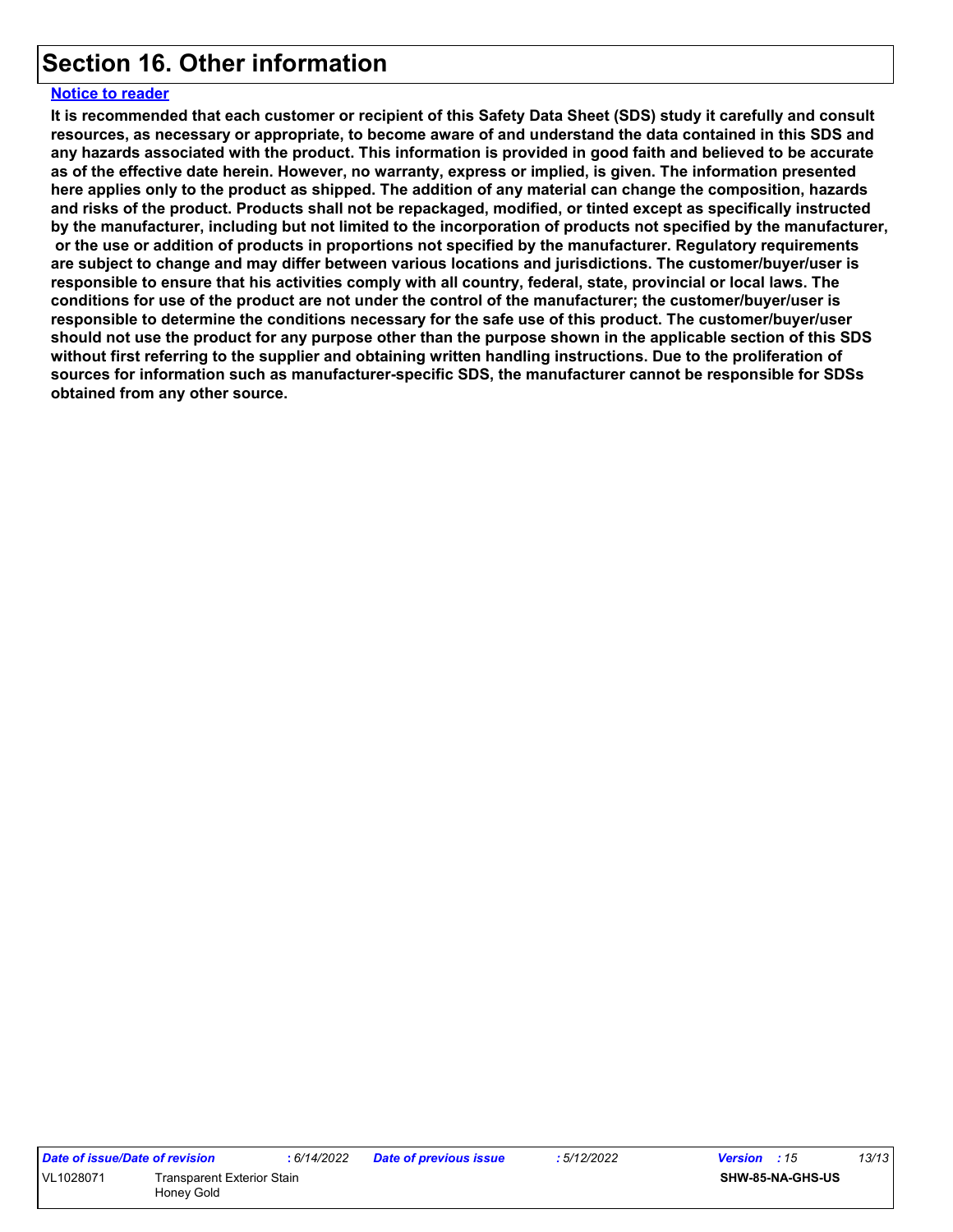# Section 16. Other information

**Notice to reader**

**It is recommended that each customer or recipient of this Safety Data Sheet (SDS) study it carefully and consult resources, as necessary or appropriate, to become aware of and understand the data contained in this SDS and any hazards associated with the product. This information is provided in good faith and believed to be accurate as of the effective date herein. However, no warranty, express or implied, is given. The information presented here applies only to the product as shipped. The addition of any material can change the composition, hazards and risks of the product. Products shall not be repackaged, modified, or tinted except as specifically instructed by the manufacturer, including but not limited to the incorporation of products not specified by the manufacturer, or the use or addition of products in proportions not specified by the manufacturer. Regulatory requirements are subject to change and may differ between various locations and jurisdictions. The customer/buyer/user is responsible to ensure that his activities comply with all country, federal, state, provincial or local laws. The conditions for use of the product are not under the control of the manufacturer; the customer/buyer/user is responsible to determine the conditions necessary for the safe use of this product. The customer/buyer/user should not use the product for any purpose other than the purpose shown in the applicable section of this SDS without first referring to the supplier and obtaining written handling instructions. Due to the proliferation of sources for information such as manufacturer-specific SDS, the manufacturer cannot be responsible for SDSs obtained from any other source.**